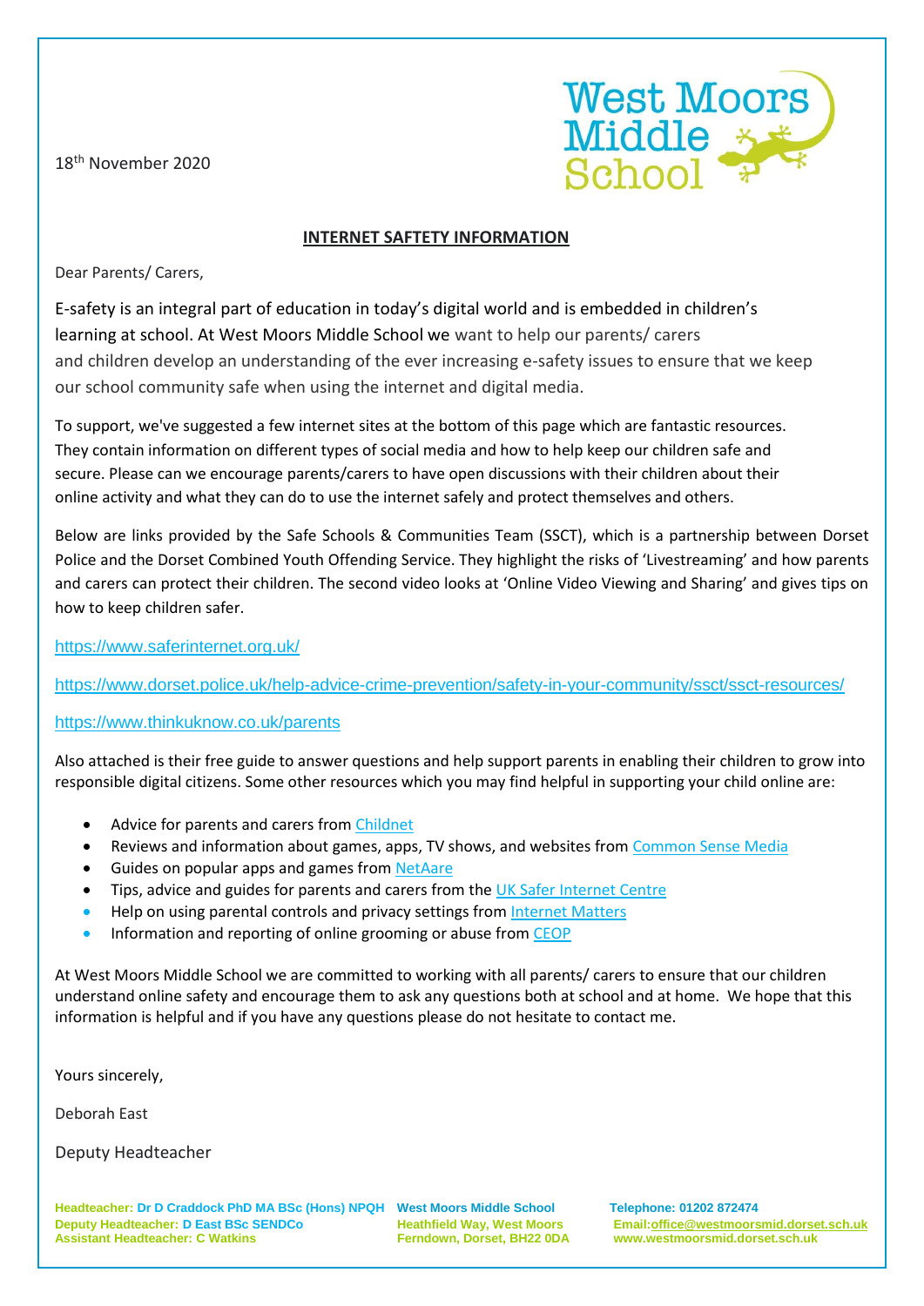18th November 2020

West Moors Middle School

**INTERNET SAFTETY INFORMATION**

Dear Parents/ Carers,

E-safety is an integral part of education in today's digital world and is embedded in children's learning at school. At West Moors Middle School we want to help our parents/ carers and children develop an understanding of the ever increasing e-safety issues to ensure that we keep our school community safe when using the internet and digital media.

To support, we've suggested a few internet sites at the bottom of this page which are fantastic resources. They contain information on different types of social media and how to help keep our children safe and secure. Please can we encourage parents/carers to have open discussions with their children about their online activity and what they can do to use the internet safely and protect themselves and others.

Below are links provided by the Safe Schools & Communities Team (SSCT), which is a partnership between Dorset Police and the Dorset Combined Youth Offending Service. They highlight the risks of 'Livestreaming' and how parents and carers can protect their children. The second video looks at 'Online Video Viewing and Sharing' and gives tips on how to keep children safer.

https://www.saferinternet.org.uk/

https://www.dorset.police.uk/help-advice-crime-prevention/safety-in-your-community/ssct/ssct-resources/

https://www.thinkuknow.co.uk/parents

Also attached is their free guide to answer questions and help support parents in enabling their children to grow into responsible digital citizens. Some other resources which you may find helpful in supporting your child online are:

- Advice for parents and carers from Childnet
- Reviews and information about games, apps, TV shows, and websites from Common Sense Media
- Guides on popular apps and games from NetAare
- Tips, advice and guides for parents and carers from the UK Safer Internet Centre
- Help on using parental controls and privacy settings from Internet Matters
- Information and reporting of online grooming or abuse from CEOP

At West Moors Middle School we are committed to working with all parents/ carers to ensure that our children understand online safety and encourage them to ask any questions both at school and at home. We hope that this information is helpful and if you have any questions please do not hesitate to contact me.

Yours sincerely,

Deborah East

Deputy Headteacher

**Headteacher: Dr D Craddock PhD MA BSc (Hons) NPQH**
**Deputy Headteacher: D East BSc SENDCo**
**Assistant Headteacher: C Watkins**

**West Moors Middle School**
**Heathfield Way, West Moors**
**Ferndown, Dorset, BH22 0DA**

**Telephone: 01202 872474**
**Email:office@westmoorsmid.dorset.sch.uk**
**www.westmoorsmid.dorset.sch.uk**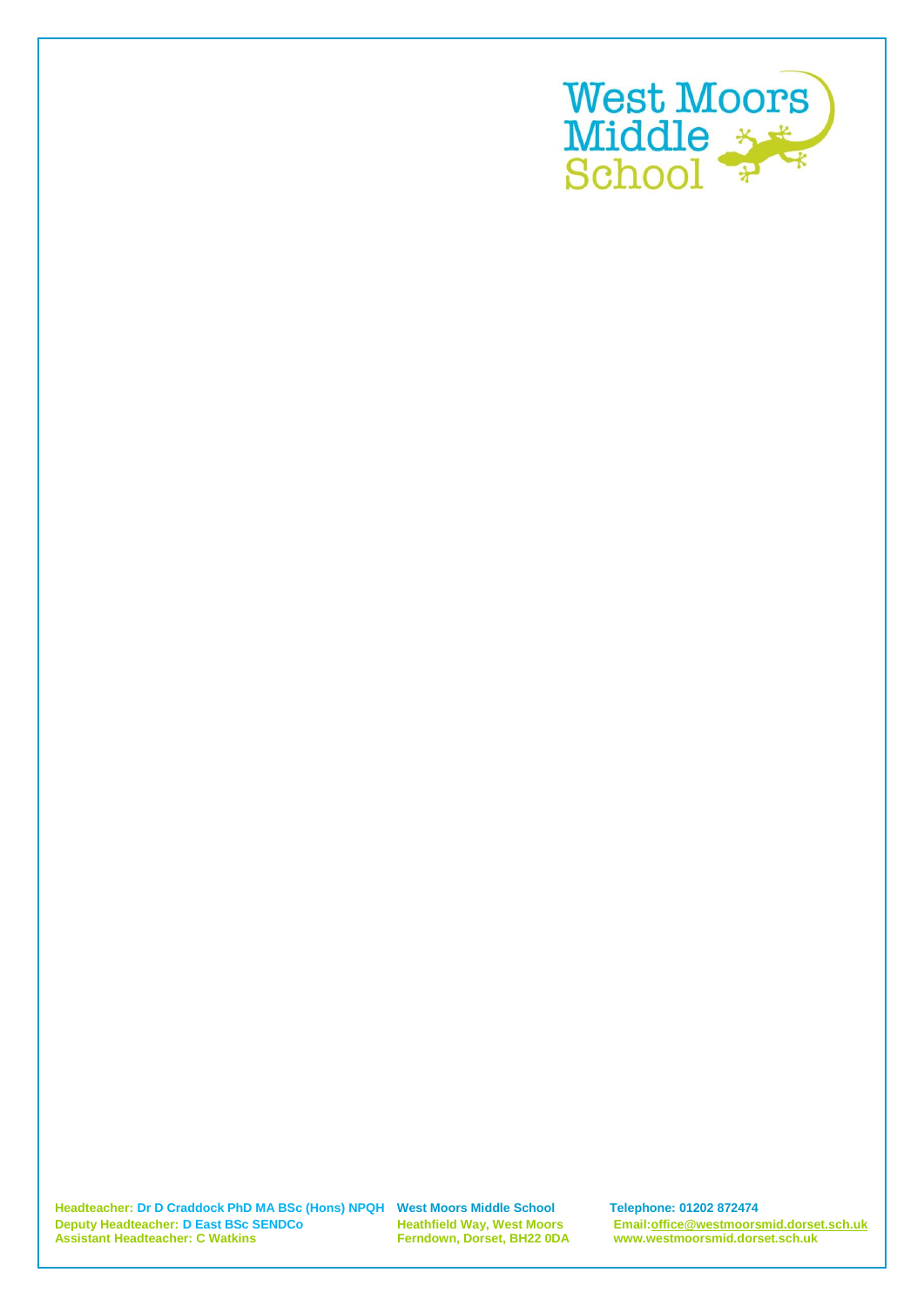West Moors Middle School

Headteacher: Dr D Craddock PhD MA BSc (Hons) NPQH
Deputy Headteacher: D East BSc SENDCo
Assistant Headteacher: C Watkins

West Moors Middle School
Heathfield Way, West Moors
Ferndown, Dorset, BH22 0DA

Telephone: 01202 872474
Email:office@westmoorsmid.dorset.sch.uk
www.westmoorsmid.dorset.sch.uk